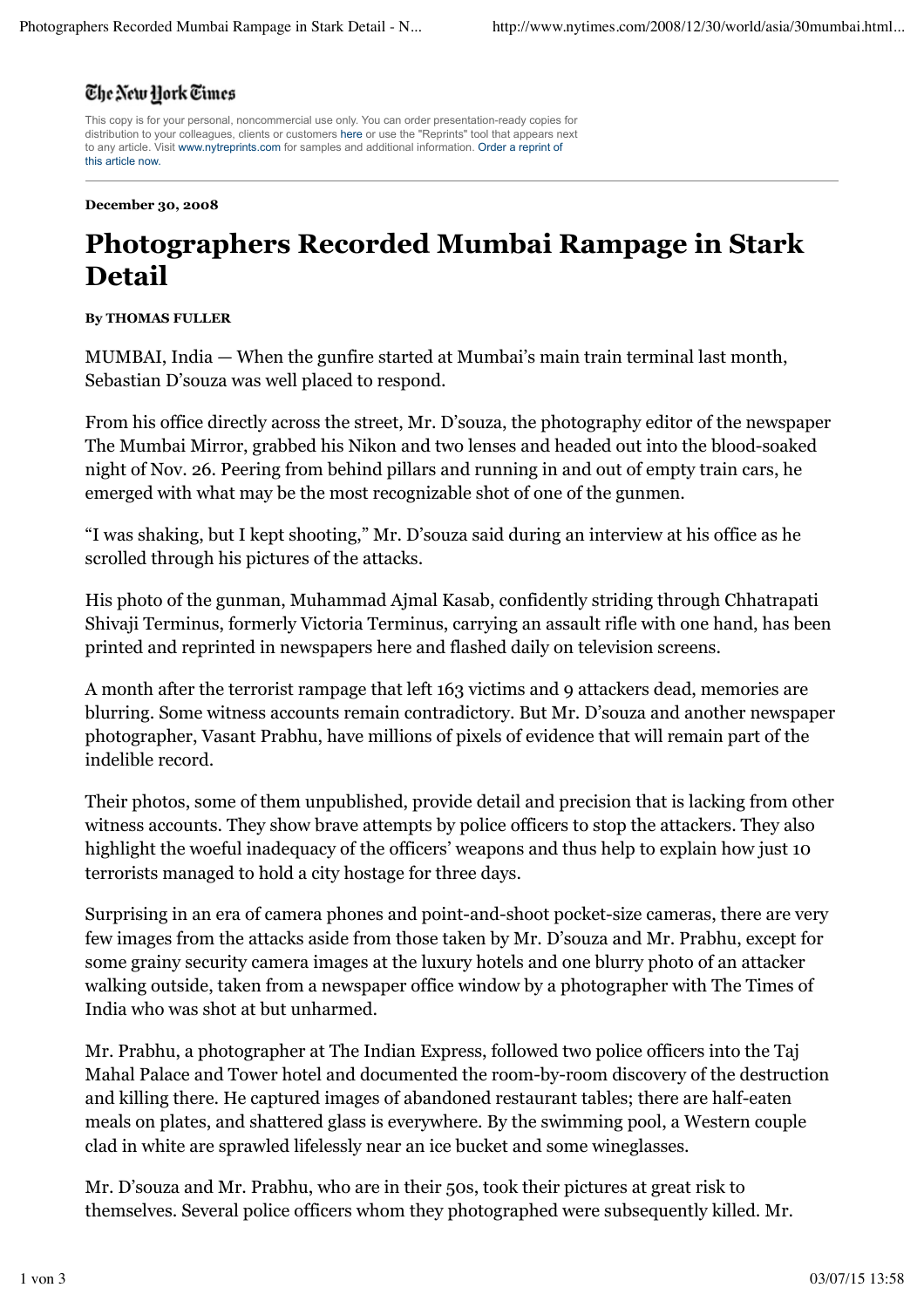The New York Times

This copy is for your personal, noncommercial use only. You can order presentation-ready copies for distribution to your colleagues, clients or customers here or use the "Reprints" tool that appears next to any article. Visit www.nytreprints.com for samples and additional information. Order a reprint of this article now.

---

**December 30, 2008**

# Photographers Recorded Mumbai Rampage in Stark Detail

**By THOMAS FULLER**

MUMBAI, India — When the gunfire started at Mumbai's main train terminal last month, Sebastian D'souza was well placed to respond.

From his office directly across the street, Mr. D'souza, the photography editor of the newspaper The Mumbai Mirror, grabbed his Nikon and two lenses and headed out into the blood-soaked night of Nov. 26. Peering from behind pillars and running in and out of empty train cars, he emerged with what may be the most recognizable shot of one of the gunmen.

"I was shaking, but I kept shooting," Mr. D'souza said during an interview at his office as he scrolled through his pictures of the attacks.

His photo of the gunman, Muhammad Ajmal Kasab, confidently striding through Chhatrapati Shivaji Terminus, formerly Victoria Terminus, carrying an assault rifle with one hand, has been printed and reprinted in newspapers here and flashed daily on television screens.

A month after the terrorist rampage that left 163 victims and 9 attackers dead, memories are blurring. Some witness accounts remain contradictory. But Mr. D'souza and another newspaper photographer, Vasant Prabhu, have millions of pixels of evidence that will remain part of the indelible record.

Their photos, some of them unpublished, provide detail and precision that is lacking from other witness accounts. They show brave attempts by police officers to stop the attackers. They also highlight the woeful inadequacy of the officers' weapons and thus help to explain how just 10 terrorists managed to hold a city hostage for three days.

Surprising in an era of camera phones and point-and-shoot pocket-size cameras, there are very few images from the attacks aside from those taken by Mr. D'souza and Mr. Prabhu, except for some grainy security camera images at the luxury hotels and one blurry photo of an attacker walking outside, taken from a newspaper office window by a photographer with The Times of India who was shot at but unharmed.

Mr. Prabhu, a photographer at The Indian Express, followed two police officers into the Taj Mahal Palace and Tower hotel and documented the room-by-room discovery of the destruction and killing there. He captured images of abandoned restaurant tables; there are half-eaten meals on plates, and shattered glass is everywhere. By the swimming pool, a Western couple clad in white are sprawled lifelessly near an ice bucket and some wineglasses.

Mr. D'souza and Mr. Prabhu, who are in their 50s, took their pictures at great risk to themselves. Several police officers whom they photographed were subsequently killed. Mr.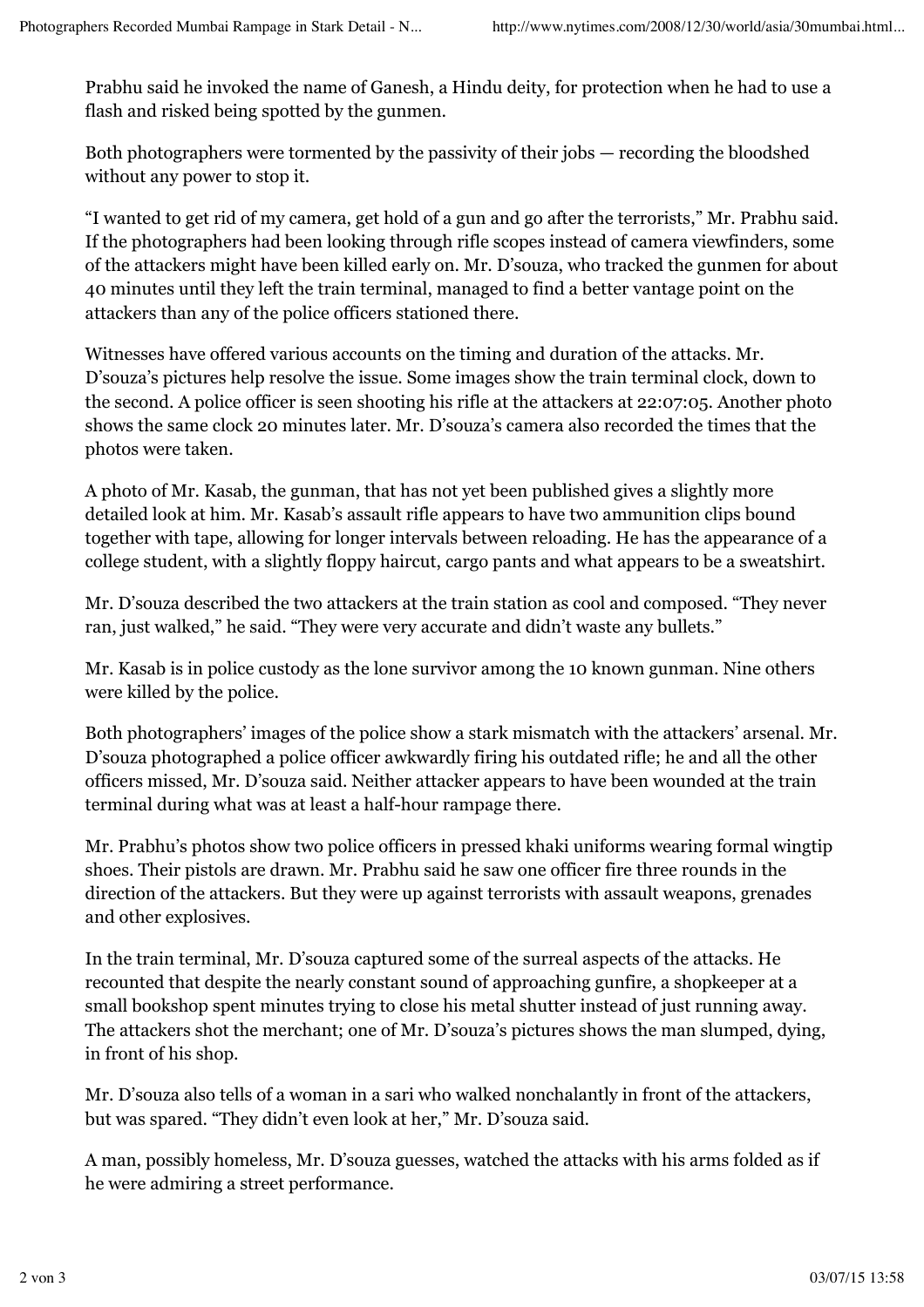Prabhu said he invoked the name of Ganesh, a Hindu deity, for protection when he had to use a flash and risked being spotted by the gunmen.

Both photographers were tormented by the passivity of their jobs — recording the bloodshed without any power to stop it.

"I wanted to get rid of my camera, get hold of a gun and go after the terrorists," Mr. Prabhu said. If the photographers had been looking through rifle scopes instead of camera viewfinders, some of the attackers might have been killed early on. Mr. D'souza, who tracked the gunmen for about 40 minutes until they left the train terminal, managed to find a better vantage point on the attackers than any of the police officers stationed there.

Witnesses have offered various accounts on the timing and duration of the attacks. Mr. D'souza's pictures help resolve the issue. Some images show the train terminal clock, down to the second. A police officer is seen shooting his rifle at the attackers at 22:07:05. Another photo shows the same clock 20 minutes later. Mr. D'souza's camera also recorded the times that the photos were taken.

A photo of Mr. Kasab, the gunman, that has not yet been published gives a slightly more detailed look at him. Mr. Kasab's assault rifle appears to have two ammunition clips bound together with tape, allowing for longer intervals between reloading. He has the appearance of a college student, with a slightly floppy haircut, cargo pants and what appears to be a sweatshirt.

Mr. D'souza described the two attackers at the train station as cool and composed. "They never ran, just walked," he said. "They were very accurate and didn't waste any bullets."

Mr. Kasab is in police custody as the lone survivor among the 10 known gunman. Nine others were killed by the police.

Both photographers' images of the police show a stark mismatch with the attackers' arsenal. Mr. D'souza photographed a police officer awkwardly firing his outdated rifle; he and all the other officers missed, Mr. D'souza said. Neither attacker appears to have been wounded at the train terminal during what was at least a half-hour rampage there.

Mr. Prabhu's photos show two police officers in pressed khaki uniforms wearing formal wingtip shoes. Their pistols are drawn. Mr. Prabhu said he saw one officer fire three rounds in the direction of the attackers. But they were up against terrorists with assault weapons, grenades and other explosives.

In the train terminal, Mr. D'souza captured some of the surreal aspects of the attacks. He recounted that despite the nearly constant sound of approaching gunfire, a shopkeeper at a small bookshop spent minutes trying to close his metal shutter instead of just running away. The attackers shot the merchant; one of Mr. D'souza's pictures shows the man slumped, dying, in front of his shop.

Mr. D'souza also tells of a woman in a sari who walked nonchalantly in front of the attackers, but was spared. "They didn't even look at her," Mr. D'souza said.

A man, possibly homeless, Mr. D'souza guesses, watched the attacks with his arms folded as if he were admiring a street performance.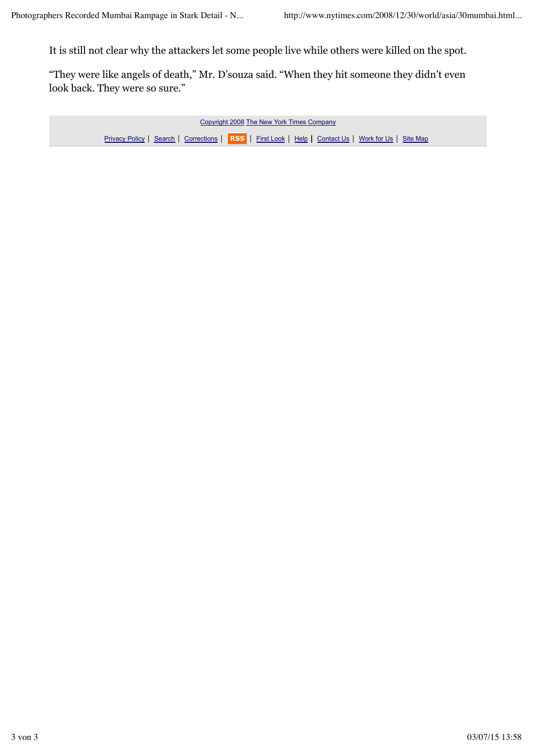It is still not clear why the attackers let some people live while others were killed on the spot.

“They were like angels of death,” Mr. D’souza said. “When they hit someone they didn’t even look back. They were so sure.”

Copyright 2008 The New York Times Company

Privacy Policy | Search | Corrections | RSS | First Look | Help | Contact Us | Work for Us | Site Map